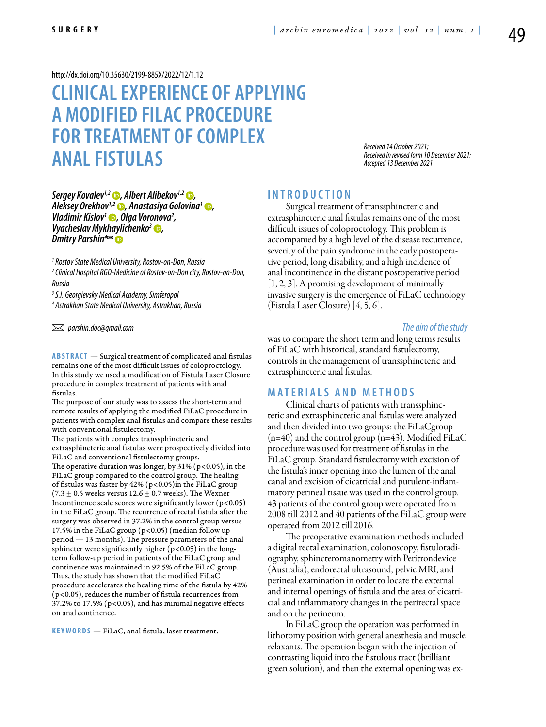http://dx.doi.org/10.35630/2199-885X/2022/12/1.12

# CLINICAL EXPERIENCE OF APPLYING A MODIFIED FILAC PROCEDURE FOR TREATMENT OF COMPLEX ANAL FISTULAS

*Received 14 October 2021;*
*Received in revised form 10 December 2021;*
*Accepted 13 December 2021*

***Sergey Kovalev[1,2], Albert Alibekov[1,2], Aleksey Orekhov[1,2], Anastasiya Golovina[1], Vladimir Kislov[1], Olga Voronova[2], Vyacheslav Mykhaylichenko[3], Dmitry Parshin[4]***

*[1] Rostov State Medical University, Rostov-on-Don, Russia*
*[2] Clinical Hospital RGD-Medicine of Rostov-on-Don city, Rostov-on-Don, Russia*
*[3] S.I. Georgievsky Medical Academy, Simferopol*
*[4] Astrakhan State Medical University, Astrakhan, Russia*

*parshin.doc@gmail.com*

**ABSTRACT** — Surgical treatment of complicated anal fistulas remains one of the most difficult issues of coloproctology. In this study we used a modification of Fistula Laser Closure procedure in complex treatment of patients with anal fistulas.

The purpose of our study was to assess the short-term and remote results of applying the modified FiLaC procedure in patients with complex anal fistulas and compare these results with conventional fistulectomy.

The patients with complex transsphincteric and extrasphincteric anal fistulas were prospectively divided into FiLaC and conventional fistulectomy groups.

The operative duration was longer, by 31% ($p<0.05$), in the FiLaC group compared to the control group. The healing of fistulas was faster by 42% ($p<0.05$)in the FiLaC group ($7.3 \pm 0.5$ weeks versus $12.6 \pm 0.7$ weeks). The Wexner Incontinence scale scores were significantly lower ($p<0.05$) in the FiLaC group. The recurrence of rectal fistula after the surgery was observed in 37.2% in the control group versus 17.5% in the FiLaC group ($p<0.05$) (median follow up period — 13 months). The pressure parameters of the anal sphincter were significantly higher ($p<0.05$) in the long-term follow-up period in patients of the FiLaC group and continence was maintained in 92.5% of the FiLaC group. Thus, the study has shown that the modified FiLaC procedure accelerates the healing time of the fistula by 42% ($p<0.05$), reduces the number of fistula recurrences from 37.2% to 17.5% ($p<0.05$), and has minimal negative effects on anal continence.

**KEYWORDS** — FiLaC, anal fistula, laser treatment.

## INTRODUCTION

Surgical treatment of transsphincteric and extrasphincteric anal fistulas remains one of the most difficult issues of coloproctology. This problem is accompanied by a high level of the disease recurrence, severity of the pain syndrome in the early postoperative period, long disability, and a high incidence of anal incontinence in the distant postoperative period [1, 2, 3]. A promising development of minimally invasive surgery is the emergence of FiLaC technology (Fistula Laser Closure) [4, 5, 6].

*The aim of the study* was to compare the short term and long terms results of FiLaC with historical, standard fistulectomy, controls in the management of transsphincteric and extrasphincteric anal fistulas.

## MATERIALS AND METHODS

Clinical charts of patients with transsphincteric and extrasphincteric anal fistulas were analyzed and then divided into two groups: the FiLaCgroup (n=40) and the control group (n=43). Modified FiLaC procedure was used for treatment of fistulas in the FiLaC group. Standard fistulectomy with excision of the fistula's inner opening into the lumen of the anal canal and excision of cicatricial and purulent-inflammatory perineal tissue was used in the control group. 43 patients of the control group were operated from 2008 till 2012 and 40 patients of the FiLaC group were operated from 2012 till 2016.

The preoperative examination methods included a digital rectal examination, colonoscopy, fistuloradiography, sphincteromanometry with Peritrondevice (Australia), endorectal ultrasound, pelvic MRI, and perineal examination in order to locate the external and internal openings of fistula and the area of cicatricial and inflammatory changes in the perirectal space and on the perineum.

In FiLaC group the operation was performed in lithotomy position with general anesthesia and muscle relaxants. The operation began with the injection of contrasting liquid into the fistulous tract (brilliant green solution), and then the external opening was ex-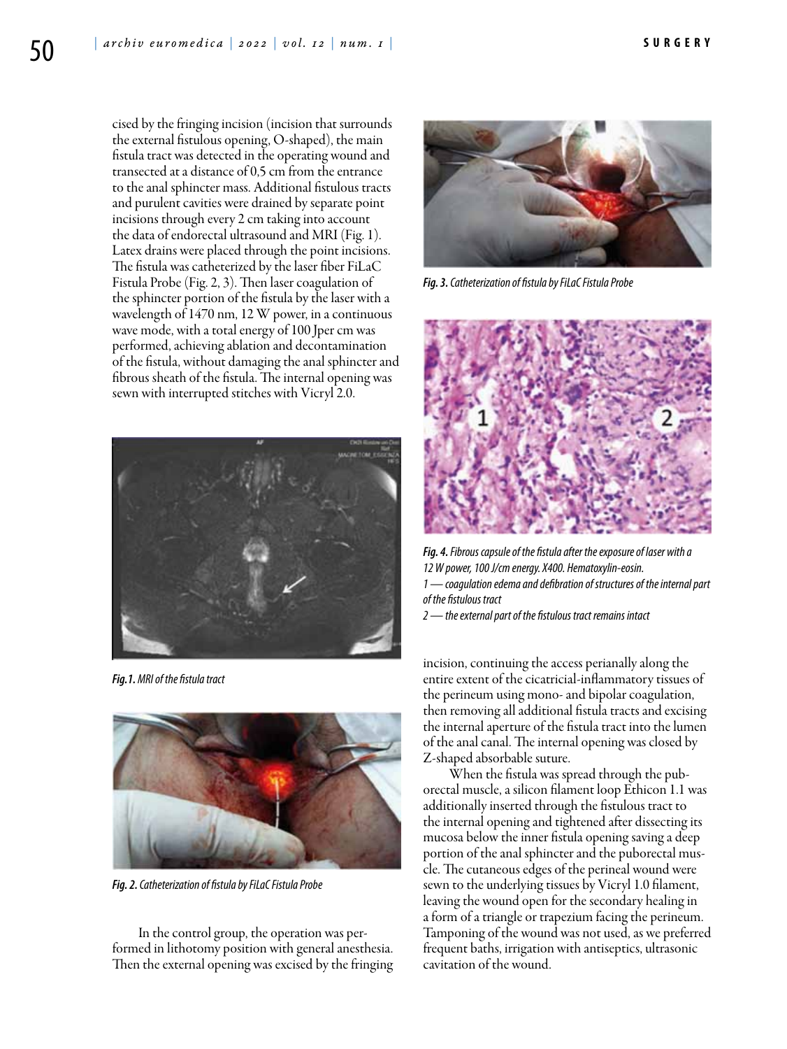cised by the fringing incision (incision that surrounds the external fistulous opening, O-shaped), the main fistula tract was detected in the operating wound and transected at a distance of 0,5 cm from the entrance to the anal sphincter mass. Additional fistulous tracts and purulent cavities were drained by separate point incisions through every 2 cm taking into account the data of endorectal ultrasound and MRI (Fig. 1). Latex drains were placed through the point incisions. The fistula was catheterized by the laser fiber FiLaC Fistula Probe (Fig. 2, 3). Then laser coagulation of the sphincter portion of the fistula by the laser with a wavelength of 1470 nm, 12 W power, in a continuous wave mode, with a total energy of 100 Jper cm was performed, achieving ablation and decontamination of the fistula, without damaging the anal sphincter and fibrous sheath of the fistula. The internal opening was sewn with interrupted stitches with Vicryl 2.0.

*Fig.1. MRI of the fistula tract*

*Fig. 2. Catheterization of fistula by FiLaC Fistula Probe*

In the control group, the operation was performed in lithotomy position with general anesthesia. Then the external opening was excised by the fringing incision, continuing the access perianally along the entire extent of the cicatricial-inflammatory tissues of the perineum using mono- and bipolar coagulation, then removing all additional fistula tracts and excising the internal aperture of the fistula tract into the lumen of the anal canal. The internal opening was closed by Z-shaped absorbable suture.

*Fig. 3. Catheterization of fistula by FiLaC Fistula Probe*

*Fig. 4. Fibrous capsule of the fistula after the exposure of laser with a 12 W power, 100 J/cm energy. X400. Hematoxylin-eosin.*
*1 — coagulation edema and defibration of structures of the internal part of the fistulous tract*
*2 — the external part of the fistulous tract remains intact*

When the fistula was spread through the puborectal muscle, a silicon filament loop Ethicon 1.1 was additionally inserted through the fistulous tract to the internal opening and tightened after dissecting its mucosa below the inner fistula opening saving a deep portion of the anal sphincter and the puborectal muscle. The cutaneous edges of the perineal wound were sewn to the underlying tissues by Vicryl 1.0 filament, leaving the wound open for the secondary healing in a form of a triangle or trapezium facing the perineum. Tamponing of the wound was not used, as we preferred frequent baths, irrigation with antiseptics, ultrasonic cavitation of the wound.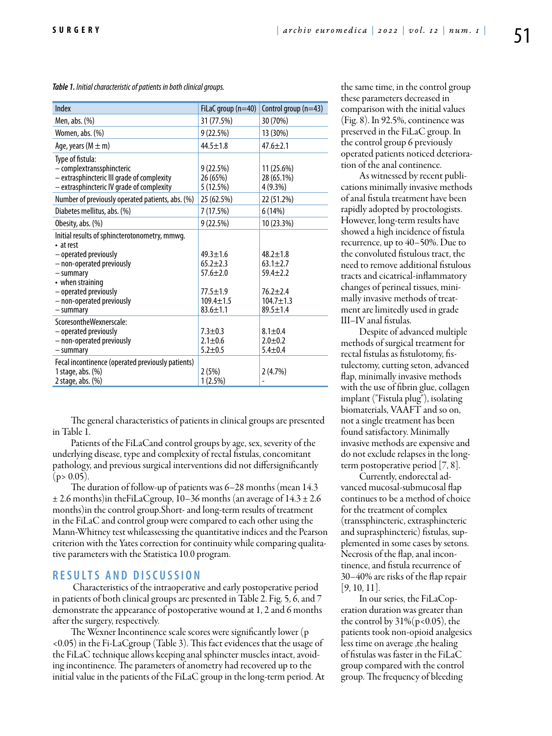*Table 1. Initial characteristic of patients in both clinical groups.*

| Index | FiLaC group (n=40) | Control group (n=43) |
|---|---|---|
| Men, abs. (%) | 31 (77.5%) | 30 (70%) |
| Women, abs. (%) | 9 (22.5%) | 13 (30%) |
| Age, years (M ± m) | 44.5±1.8 | 47.6±2.1 |
| Type of fistula:<br>– complextranssphincteric<br>– extrasphincteric III grade of complexity<br>– extrasphincteric IV grade of complexity | <br>9 (22.5%)<br>26 (65%)<br>5 (12.5%) | <br>11 (25.6%)<br>28 (65.1%)<br>4 (9.3%) |
| Number of previously operated patients, abs. (%) | 25 (62.5%) | 22 (51.2%) |
| Diabetes mellitus, abs. (%) | 7 (17.5%) | 6 (14%) |
| Obesity, abs. (%) | 9 (22.5%) | 10 (23.3%) |
| Initial results of sphincterotonometry, mmwg.<br>• at rest<br>– operated previously<br>– non-operated previously<br>– summary<br>• when straining<br>– operated previously<br>– non-operated previously<br>– summary | <br><br>49.3±1.6<br>65.2±2.3<br>57.6±2.0<br><br>77.5±1.9<br>109.4±1.5<br>83.6±1.1 | <br><br>48.2±1.8<br>63.1±2.7<br>59.4±2.2<br><br>76.2±2.4<br>104.7±1.3<br>89.5±1.4 |
| ScoresontheWexnerscale:<br>– operated previously<br>– non-operated previously<br>– summary | <br>7.3±0.3<br>2.1±0.6<br>5.2±0.5 | <br>8.1±0.4<br>2.0±0.2<br>5.4±0.4 |
| Fecal incontinence (operated previously patients)<br>1 stage, abs. (%)<br>2 stage, abs. (%) | <br>2 (5%)<br>1 (2.5%) | <br>2 (4.7%)<br>- |

The general characteristics of patients in clinical groups are presented in Table 1.

Patients of the FiLaCand control groups by age, sex, severity of the underlying disease, type and complexity of rectal fistulas, concomitant pathology, and previous surgical interventions did not differsignificantly ($p > 0.05$).

The duration of follow-up of patients was 6–28 months (mean 14.3 ± 2.6 months)in theFiLaCgroup, 10–36 months (an average of 14.3 ± 2.6 months)in the control group.Short- and long-term results of treatment in the FiLaC and control group were compared to each other using the Mann-Whitney test whileassessing the quantitative indices and the Pearson criterion with the Yates correction for continuity while comparing qualitative parameters with the Statistica 10.0 program.

## RESULTS AND DISCUSSION

Characteristics of the intraoperative and early postoperative period in patients of both clinical groups are presented in Table 2. Fig. 5, 6, and 7 demonstrate the appearance of postoperative wound at 1, 2 and 6 months after the surgery, respectively.

The Wexner Incontinence scale scores were significantly lower ($p < 0.05$) in the Fi-LaCgroup (Table 3). This fact evidences that the usage of the FiLaC technique allows keeping anal sphincter muscles intact, avoiding incontinence. The parameters of anometry had recovered up to the initial value in the patients of the FiLaC group in the long-term period. At the same time, in the control group these parameters decreased in comparison with the initial values (Fig. 8). In 92.5%, continence was preserved in the FiLaC group. In the control group 6 previously operated patients noticed deterioration of the anal continence.

As witnessed by recent publications minimally invasive methods of anal fistula treatment have been rapidly adopted by proctologists. However, long-term results have showed a high incidence of fistula recurrence, up to 40–50%. Due to the convoluted fistulous tract, the need to remove additional fistulous tracts and cicatrical-inflammatory changes of perineal tissues, minimally invasive methods of treatment are limitedly used in grade III–IV anal fistulas.

Despite of advanced multiple methods of surgical treatment for rectal fistulas as fistulotomy, fistulectomy, cutting seton, advanced flap, minimally invasive methods with the use of fibrin glue, collagen implant ("Fistula plug"), isolating biomaterials, VAAFT and so on, not a single treatment has been found satisfactory. Minimally invasive methods are expensive and do not exclude relapses in the long-term postoperative period [7, 8].

Currently, endorectal advanced mucosal-submucosal flap continues to be a method of choice for the treatment of complex (transsphincteric, extrasphincteric and suprasphincteric) fistulas, supplemented in some cases by setons. Necrosis of the flap, anal incontinence, and fistula recurrence of 30–40% are risks of the flap repair [9, 10, 11].

In our series, the FiLaCoperation duration was greater than the control by 31%($p<0.05$), the patients took non-opioid analgesics less time on average ,the healing of fistulas was faster in the FiLaC group compared with the control group. The frequency of bleeding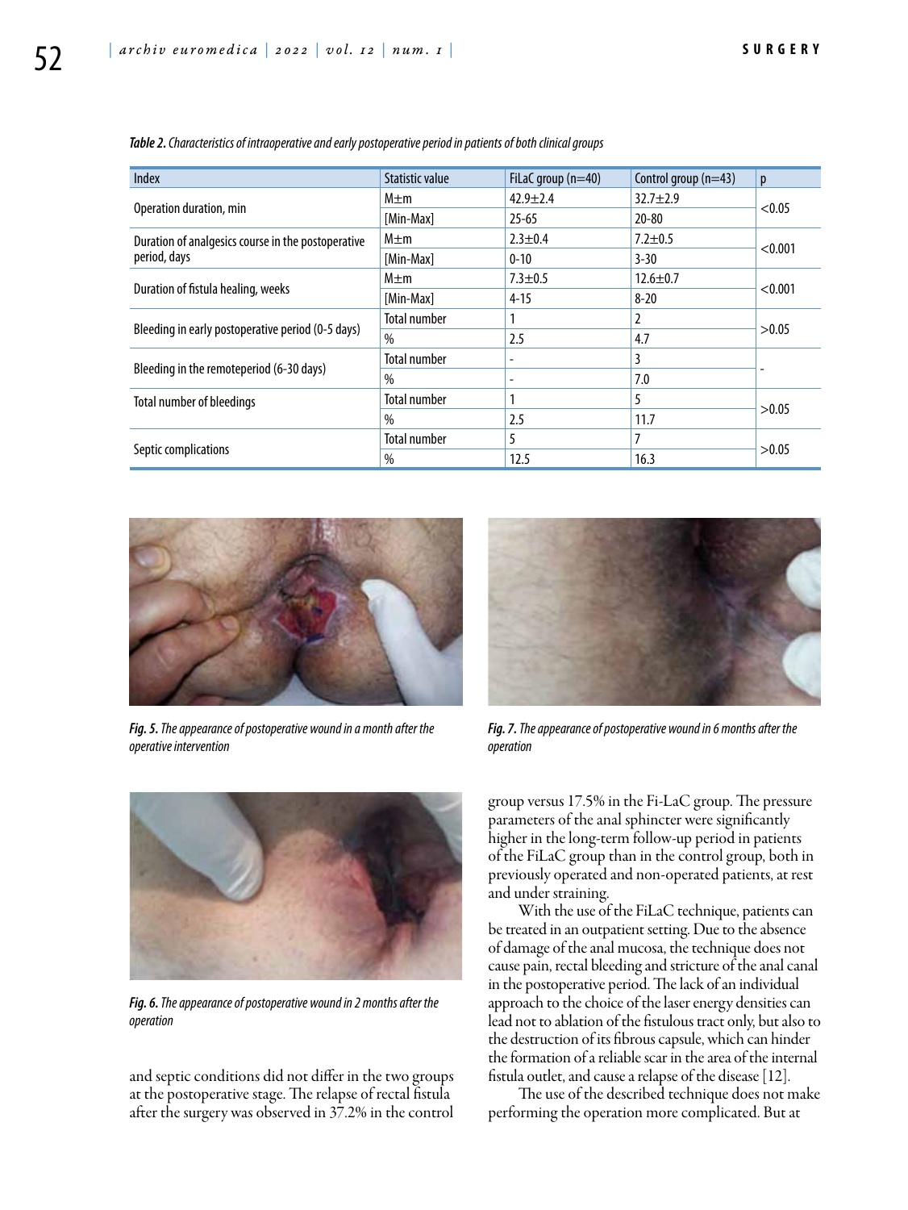*Table 2. Characteristics of intraoperative and early postoperative period in patients of both clinical groups*

| Index | Statistic value | FiLaC group (n=40) | Control group (n=43) | p |
|---|---|---|---|---|
| Operation duration, min | M±m | 42.9±2.4 | 32.7±2.9 | <0.05 |
| | [Min-Max] | 25-65 | 20-80 | |
| Duration of analgesics course in the postoperative period, days | M±m | 2.3±0.4 | 7.2±0.5 | <0.001 |
| | [Min-Max] | 0-10 | 3-30 | |
| Duration of fistula healing, weeks | M±m | 7.3±0.5 | 12.6±0.7 | <0.001 |
| | [Min-Max] | 4-15 | 8-20 | |
| Bleeding in early postoperative period (0-5 days) | Total number | 1 | 2 | >0.05 |
| | % | 2.5 | 4.7 | |
| Bleeding in the remoteperiod (6-30 days) | Total number | - | 3 | - |
| | % | - | 7.0 | |
| Total number of bleedings | Total number | 1 | 5 | >0.05 |
| | % | 2.5 | 11.7 | |
| Septic complications | Total number | 5 | 7 | >0.05 |
| | % | 12.5 | 16.3 | |

*Fig. 5. The appearance of postoperative wound in a month after the operative intervention*

*Fig. 7. The appearance of postoperative wound in 6 months after the operation*

*Fig. 6. The appearance of postoperative wound in 2 months after the operation*

and septic conditions did not differ in the two groups at the postoperative stage. The relapse of rectal fistula after the surgery was observed in 37.2% in the control group versus 17.5% in the Fi-LaC group. The pressure parameters of the anal sphincter were significantly higher in the long-term follow-up period in patients of the FiLaC group than in the control group, both in previously operated and non-operated patients, at rest and under straining.

With the use of the FiLaC technique, patients can be treated in an outpatient setting. Due to the absence of damage of the anal mucosa, the technique does not cause pain, rectal bleeding and stricture of the anal canal in the postoperative period. The lack of an individual approach to the choice of the laser energy densities can lead not to ablation of the fistulous tract only, but also to the destruction of its fibrous capsule, which can hinder the formation of a reliable scar in the area of the internal fistula outlet, and cause a relapse of the disease [12].

The use of the described technique does not make performing the operation more complicated. But at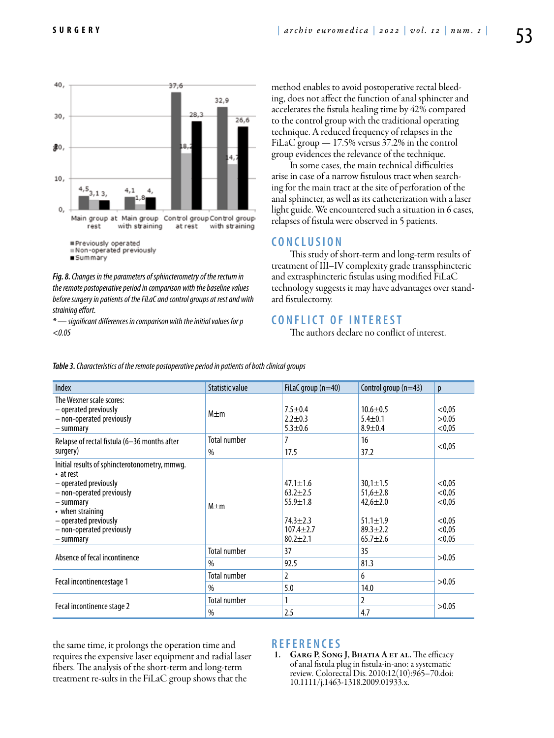method enables to avoid postoperative rectal bleeding, does not affect the function of anal sphincter and accelerates the fistula healing time by 42% compared to the control group with the traditional operating technique. A reduced frequency of relapses in the FiLaC group — 17.5% versus 37.2% in the control group evidences the relevance of the technique.

In some cases, the main technical difficulties arise in case of a narrow fistulous tract when searching for the main tract at the site of perforation of the anal sphincter, as well as its catheterization with a laser light guide. We encountered such a situation in 6 cases, relapses of fistula were observed in 5 patients.

*Fig. 8. Changes in the parameters of sphincterometry of the rectum in the remote postoperative period in comparison with the baseline values before surgery in patients of the FiLaC and control groups at rest and with straining effort.*

*\* — significant differences in comparison with the initial values for p <0.05*

## CONCLUSION

This study of short-term and long-term results of treatment of III–IV complexity grade transsphincteric and extrasphincteric fistulas using modified FiLaC technology suggests it may have advantages over standard fistulectomy.

## CONFLICT OF INTEREST

The authors declare no conflict of interest.

*Table 3. Characteristics of the remote postoperative period in patients of both clinical groups*

| Index | Statistic value | FiLaC group (n=40) | Control group (n=43) | p |
|---|---|---|---|---|
| The Wexner scale scores:<br>– operated previously<br>– non-operated previously<br>– summary | M±m | 7.5±0.4<br>2.2±0.3<br>5.3±0.6 | 10.6±0.5<br>5.4±0.1<br>8.9±0.4 | <0,05<br>>0.05<br><0,05 |
| Relapse of rectal fistula (6–36 months after surgery) | Total number | 7 | 16 | <0,05 |
| | % | 17.5 | 37.2 | |
| Initial results of sphincterotonometry, mmwg.<br>• at rest<br>– operated previously<br>– non-operated previously<br>– summary<br>• when straining<br>– operated previously<br>– non-operated previously<br>– summary | M±m | 47.1±1.6<br>63.2±2.5<br>55.9±1.8<br><br>74.3±2.3<br>107.4±2.7<br>80.2±2.1 | 30,1±1.5<br>51,6±2.8<br>42,6±2.0<br><br>51.1±1.9<br>89.3±2.2<br>65.7±2.6 | <0,05<br><0,05<br><0,05<br><br><0,05<br><0,05<br><0,05 |
| Absence of fecal incontinence | Total number | 37 | 35 | >0.05 |
| | % | 92.5 | 81.3 | |
| Fecal incontinencestage 1 | Total number | 2 | 6 | >0.05 |
| | % | 5.0 | 14.0 | |
| Fecal incontinence stage 2 | Total number | 1 | 2 | >0.05 |
| | % | 2.5 | 4.7 | |

the same time, it prolongs the operation time and requires the expensive laser equipment and radial laser fibers. The analysis of the short-term and long-term treatment re-sults in the FiLaC group shows that the

## REFERENCES

1. **Garg P, Song J, Bhatia A et al.** The efficacy of anal fistula plug in fistula-in-ano: a systematic review. Colorectal Dis. 2010:12(10):965–70.doi: 10.1111/j.1463-1318.2009.01933.x.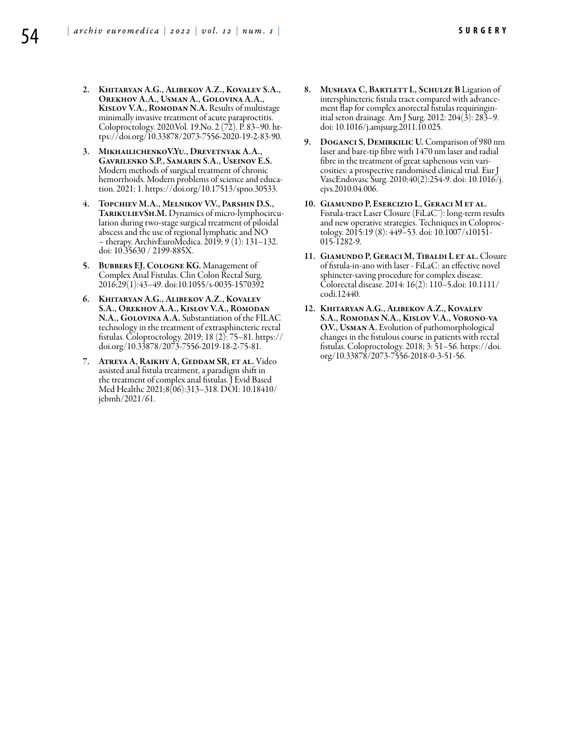2. **Khitaryan A.G., Alibekov A.Z., Kovalev S.A., Orekhov A.A., Usman A., Golovina A.A., Kislov V.A., Romodan N.A.** Results of multistage minimally invasive treatment of acute paraproctitis. Coloproctology. 2020.Vol. 19.No. 2 (72). P. 83–90. https://doi.org/10.33878/2073-7556-2020-19-2-83-90.

3. **MikhailichenkoV.Yu., Drevetnyak A.A., Gavrilenko S.P., Samarin S.A., Useinov E.S.** Modern methods of surgical treatment of chronic hemorrhoids. Modern problems of science and education. 2021; 1. https://doi.org/10.17513/spno.30533.

4. **Topchiev M.A., Melnikov V.V., Parshin D.S., TarikulievSh.M.** Dynamics of micro-lymphocirculation during two-stage surgical treatment of piloidal abscess and the use of regional lymphatic and NO – therapy. ArchivEuroMedica. 2019; 9 (1): 131–132. doi: 10.35630 / 2199-885X.

5. **Bubbers EJ, Cologne KG.** Management of Complex Anal Fistulas. Clin Colon Rectal Surg. 2016;29(1):43–49. doi:10.1055/s-0035-1570392

6. **Khitaryan A.G., Alibekov A.Z., Kovalev S.A., Orekhov A.A., Kislov V.A., Romodan N.A., Golovina A.A.** Substantiation of the FILAC technology in the treatment of extrasphincteric rectal fistulas. Coloproctology. 2019; 18 (2): 75–81. https://doi.org/10.33878/2073-7556-2019-18-2-75-81.

7. **Atreya A, Raikhy A, Geddam SR, et al.** Video assisted anal fistula treatment, a paradigm shift in the treatment of complex anal fistulas. J Evid Based Med Healthc 2021;8(06):313–318. DOI: 10.18410/jebmh/2021/61.

8. **Mushaya C, Bartlett L, Schulze B** Ligation of intersphincteric fistula tract compared with advancement flap for complex anorectal fistulas requiringinitial seton drainage. Am J Surg. 2012: 204(3): 283–9. doi: 10.1016/j.amjsurg.2011.10.025.

9. **Doganci S, Demirkilic U.** Comparison of 980 nm laser and bare-tip fibre with 1470 nm laser and radial fibre in the treatment of great saphenous vein varicosities: a prospective randomised clinical trial. Eur J VascEndovasc Surg. 2010;40(2):254-9. doi: 10.1016/j.ejvs.2010.04.006.

10. **Giamundo P, Esercizio L, Geraci M et al.** Fistula-tract Laser Closure (FiLaC™): long-term results and new operative strategies. Techniques in Coloproctology. 2015:19 (8): 449–53. doi: 10.1007/s10151-015-1282-9.

11. **Giamundo P, Geraci M, Tibaldi L et al.** Closure of fistula-in-ano with laser - FiLaC: an effective novel sphincter-saving procedure for complex disease. Colorectal disease. 2014: 16(2): 110–5.doi: 10.1111/codi.12440.

12. **Khitaryan A.G., Alibekov A.Z., Kovalev S.A., Romodan N.A., Kislov V.A., Vorono-va O.V., Usman A.** Evolution of pathomorphological changes in the fistulous course in patients with rectal fistulas. Coloproctology. 2018; 3: 51–56. https://doi.org/10.33878/2073-7556-2018-0-3-51-56.